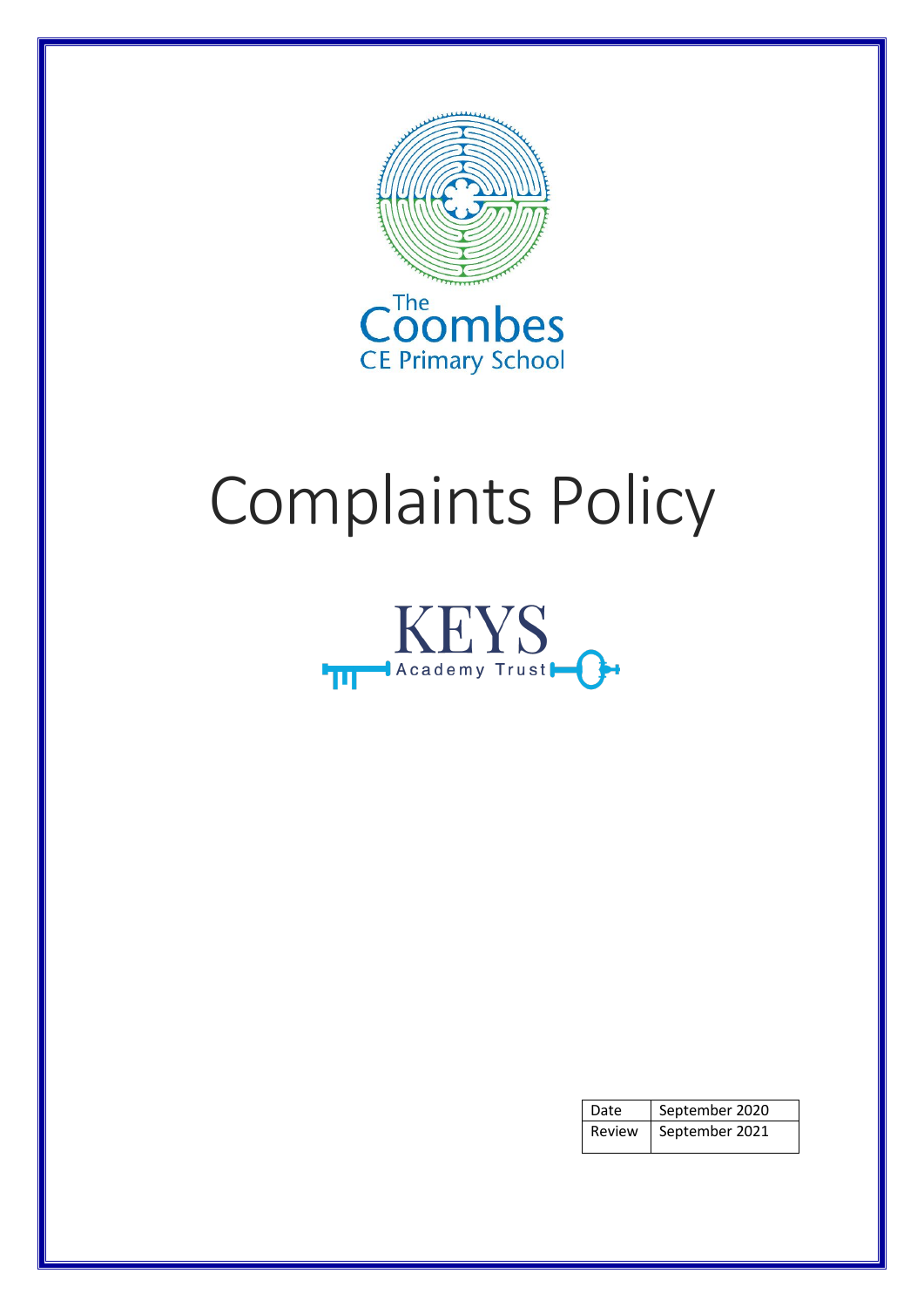The Coombes CE Primary School

# Complaints Policy

KEYS Academy Trust

| Date | September 2020 |
|---|---|
| Review | September 2021 |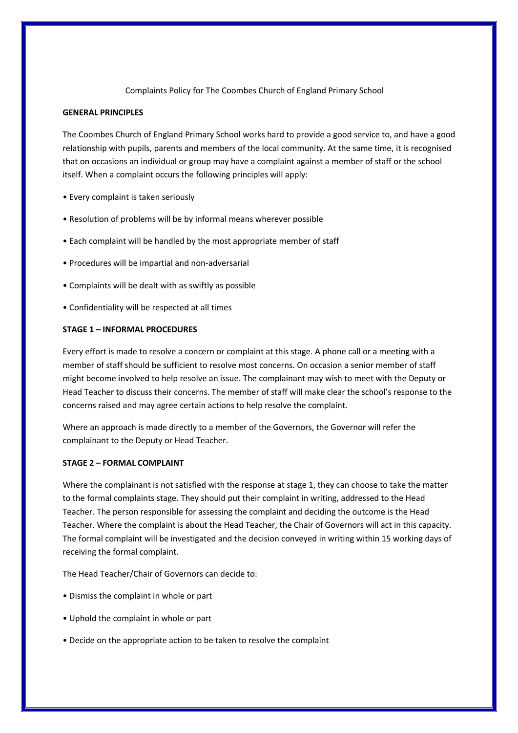Complaints Policy for The Coombes Church of England Primary School

**GENERAL PRINCIPLES**

The Coombes Church of England Primary School works hard to provide a good service to, and have a good relationship with pupils, parents and members of the local community. At the same time, it is recognised that on occasions an individual or group may have a complaint against a member of staff or the school itself. When a complaint occurs the following principles will apply:

- Every complaint is taken seriously
- Resolution of problems will be by informal means wherever possible
- Each complaint will be handled by the most appropriate member of staff
- Procedures will be impartial and non-adversarial
- Complaints will be dealt with as swiftly as possible
- Confidentiality will be respected at all times

**STAGE 1 – INFORMAL PROCEDURES**

Every effort is made to resolve a concern or complaint at this stage. A phone call or a meeting with a member of staff should be sufficient to resolve most concerns. On occasion a senior member of staff might become involved to help resolve an issue. The complainant may wish to meet with the Deputy or Head Teacher to discuss their concerns. The member of staff will make clear the school's response to the concerns raised and may agree certain actions to help resolve the complaint.

Where an approach is made directly to a member of the Governors, the Governor will refer the complainant to the Deputy or Head Teacher.

**STAGE 2 – FORMAL COMPLAINT**

Where the complainant is not satisfied with the response at stage 1, they can choose to take the matter to the formal complaints stage. They should put their complaint in writing, addressed to the Head Teacher. The person responsible for assessing the complaint and deciding the outcome is the Head Teacher. Where the complaint is about the Head Teacher, the Chair of Governors will act in this capacity. The formal complaint will be investigated and the decision conveyed in writing within 15 working days of receiving the formal complaint.

The Head Teacher/Chair of Governors can decide to:

- Dismiss the complaint in whole or part
- Uphold the complaint in whole or part
- Decide on the appropriate action to be taken to resolve the complaint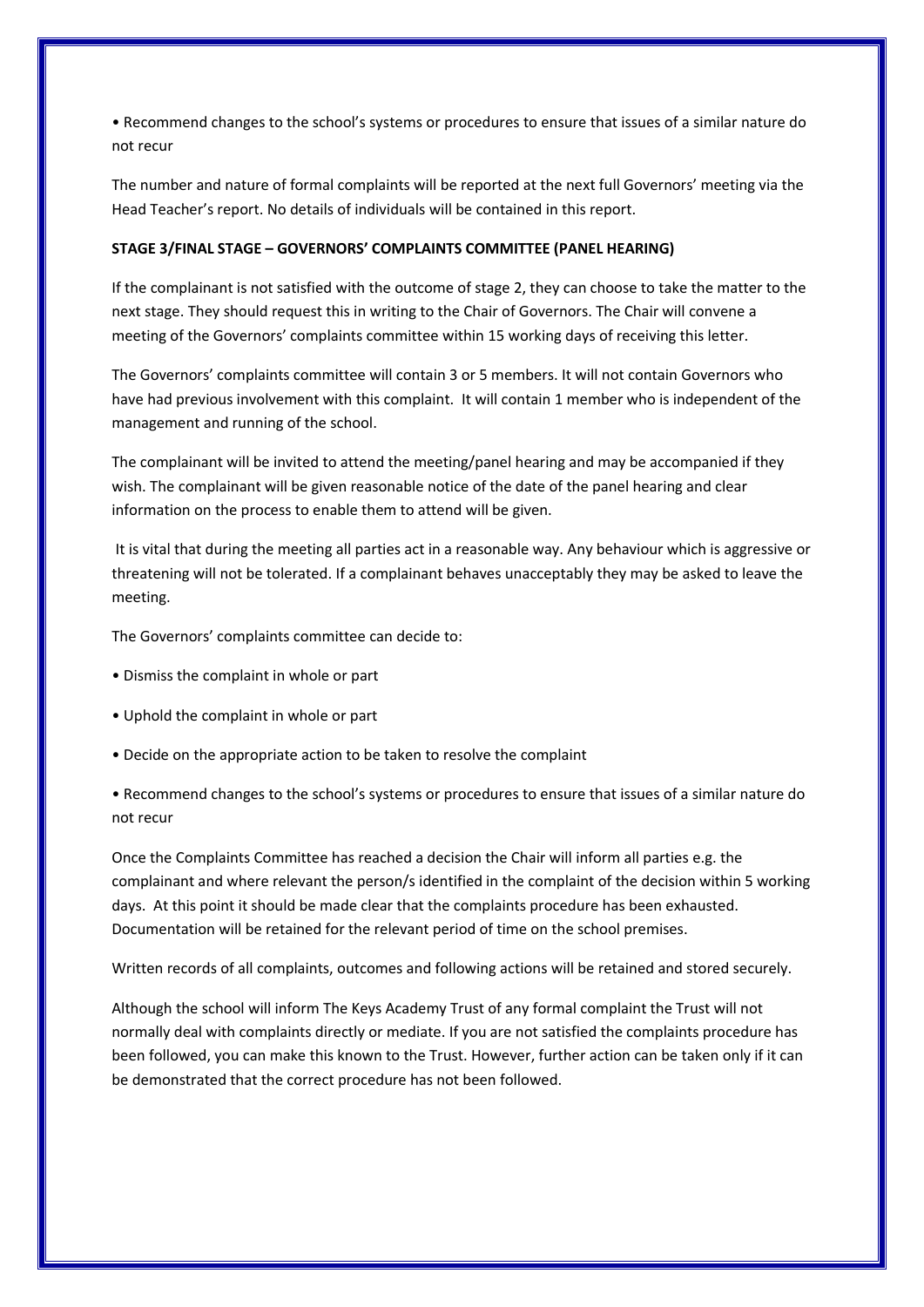- Recommend changes to the school's systems or procedures to ensure that issues of a similar nature do not recur

The number and nature of formal complaints will be reported at the next full Governors' meeting via the Head Teacher's report. No details of individuals will be contained in this report.

**STAGE 3/FINAL STAGE – GOVERNORS' COMPLAINTS COMMITTEE (PANEL HEARING)**

If the complainant is not satisfied with the outcome of stage 2, they can choose to take the matter to the next stage. They should request this in writing to the Chair of Governors. The Chair will convene a meeting of the Governors' complaints committee within 15 working days of receiving this letter.

The Governors' complaints committee will contain 3 or 5 members. It will not contain Governors who have had previous involvement with this complaint. It will contain 1 member who is independent of the management and running of the school.

The complainant will be invited to attend the meeting/panel hearing and may be accompanied if they wish. The complainant will be given reasonable notice of the date of the panel hearing and clear information on the process to enable them to attend will be given.

It is vital that during the meeting all parties act in a reasonable way. Any behaviour which is aggressive or threatening will not be tolerated. If a complainant behaves unacceptably they may be asked to leave the meeting.

The Governors' complaints committee can decide to:

- Dismiss the complaint in whole or part
- Uphold the complaint in whole or part
- Decide on the appropriate action to be taken to resolve the complaint
- Recommend changes to the school's systems or procedures to ensure that issues of a similar nature do not recur

Once the Complaints Committee has reached a decision the Chair will inform all parties e.g. the complainant and where relevant the person/s identified in the complaint of the decision within 5 working days. At this point it should be made clear that the complaints procedure has been exhausted. Documentation will be retained for the relevant period of time on the school premises.

Written records of all complaints, outcomes and following actions will be retained and stored securely.

Although the school will inform The Keys Academy Trust of any formal complaint the Trust will not normally deal with complaints directly or mediate. If you are not satisfied the complaints procedure has been followed, you can make this known to the Trust. However, further action can be taken only if it can be demonstrated that the correct procedure has not been followed.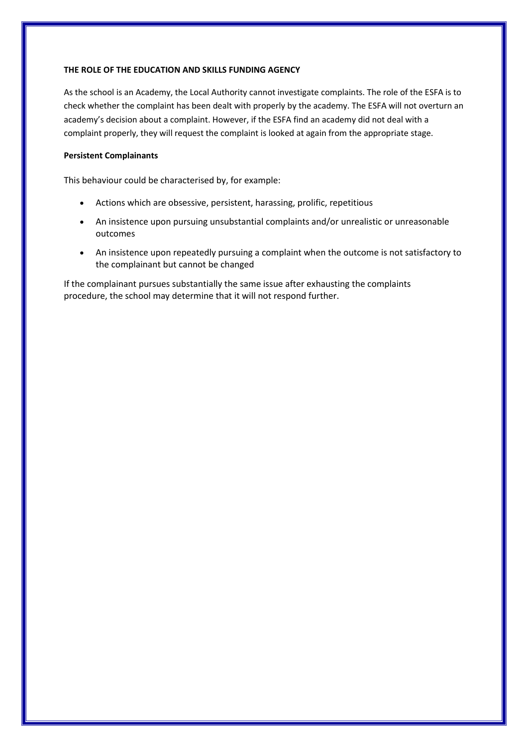**THE ROLE OF THE EDUCATION AND SKILLS FUNDING AGENCY**

As the school is an Academy, the Local Authority cannot investigate complaints. The role of the ESFA is to check whether the complaint has been dealt with properly by the academy. The ESFA will not overturn an academy's decision about a complaint. However, if the ESFA find an academy did not deal with a complaint properly, they will request the complaint is looked at again from the appropriate stage.

**Persistent Complainants**

This behaviour could be characterised by, for example:

- Actions which are obsessive, persistent, harassing, prolific, repetitious
- An insistence upon pursuing unsubstantial complaints and/or unrealistic or unreasonable outcomes
- An insistence upon repeatedly pursuing a complaint when the outcome is not satisfactory to the complainant but cannot be changed

If the complainant pursues substantially the same issue after exhausting the complaints procedure, the school may determine that it will not respond further.